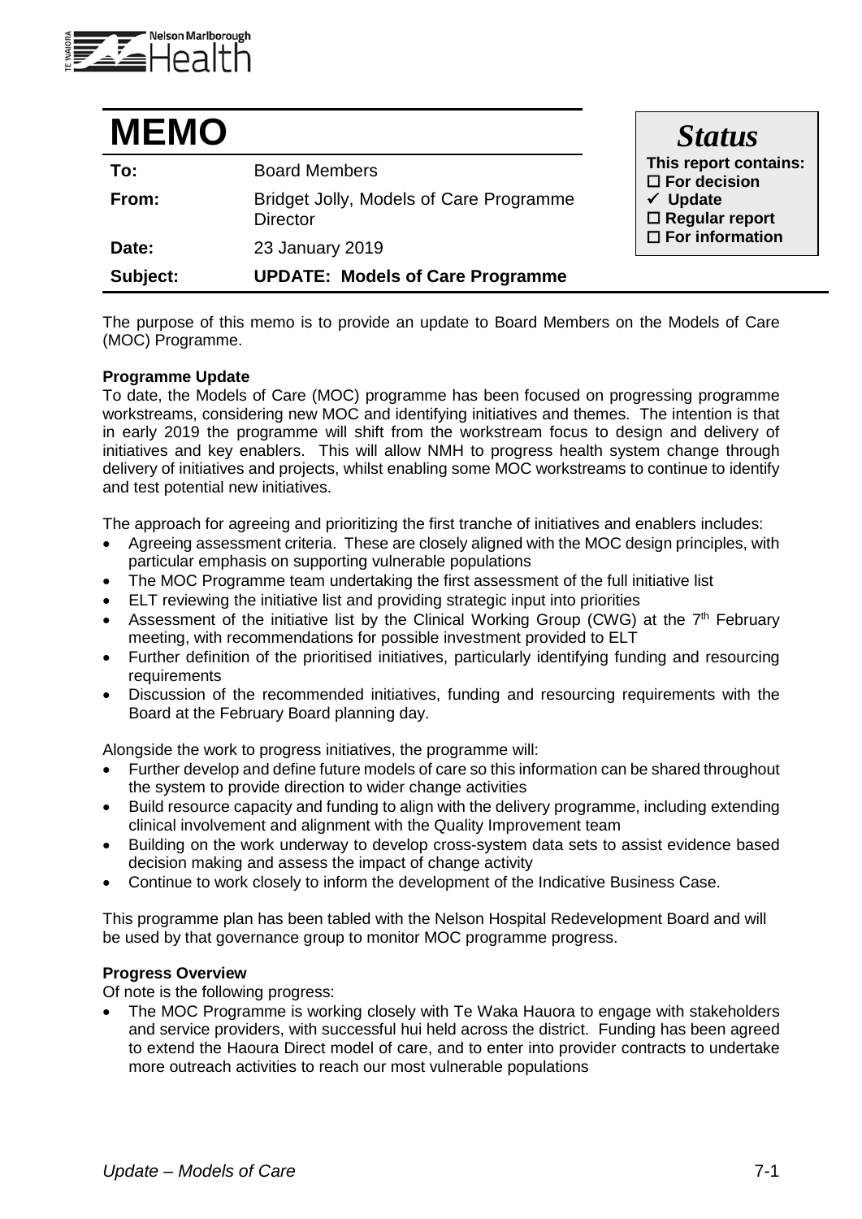# MEMO

| | |
|---|---|
| **To:** | Board Members |
| **From:** | Bridget Jolly, Models of Care Programme Director |
| **Date:** | 23 January 2019 |
| **Subject:** | **UPDATE: Models of Care Programme** |

***Status***

**This report contains:**
- ☐ **For decision**
- ✓ **Update**
- ☐ **Regular report**
- ☐ **For information**

The purpose of this memo is to provide an update to Board Members on the Models of Care (MOC) Programme.

**Programme Update**

To date, the Models of Care (MOC) programme has been focused on progressing programme workstreams, considering new MOC and identifying initiatives and themes. The intention is that in early 2019 the programme will shift from the workstream focus to design and delivery of initiatives and key enablers. This will allow NMH to progress health system change through delivery of initiatives and projects, whilst enabling some MOC workstreams to continue to identify and test potential new initiatives.

The approach for agreeing and prioritizing the first tranche of initiatives and enablers includes:

- Agreeing assessment criteria. These are closely aligned with the MOC design principles, with particular emphasis on supporting vulnerable populations
- The MOC Programme team undertaking the first assessment of the full initiative list
- ELT reviewing the initiative list and providing strategic input into priorities
- Assessment of the initiative list by the Clinical Working Group (CWG) at the 7th February meeting, with recommendations for possible investment provided to ELT
- Further definition of the prioritised initiatives, particularly identifying funding and resourcing requirements
- Discussion of the recommended initiatives, funding and resourcing requirements with the Board at the February Board planning day.

Alongside the work to progress initiatives, the programme will:

- Further develop and define future models of care so this information can be shared throughout the system to provide direction to wider change activities
- Build resource capacity and funding to align with the delivery programme, including extending clinical involvement and alignment with the Quality Improvement team
- Building on the work underway to develop cross-system data sets to assist evidence based decision making and assess the impact of change activity
- Continue to work closely to inform the development of the Indicative Business Case.

This programme plan has been tabled with the Nelson Hospital Redevelopment Board and will be used by that governance group to monitor MOC programme progress.

**Progress Overview**

Of note is the following progress:

- The MOC Programme is working closely with Te Waka Hauora to engage with stakeholders and service providers, with successful hui held across the district. Funding has been agreed to extend the Haoura Direct model of care, and to enter into provider contracts to undertake more outreach activities to reach our most vulnerable populations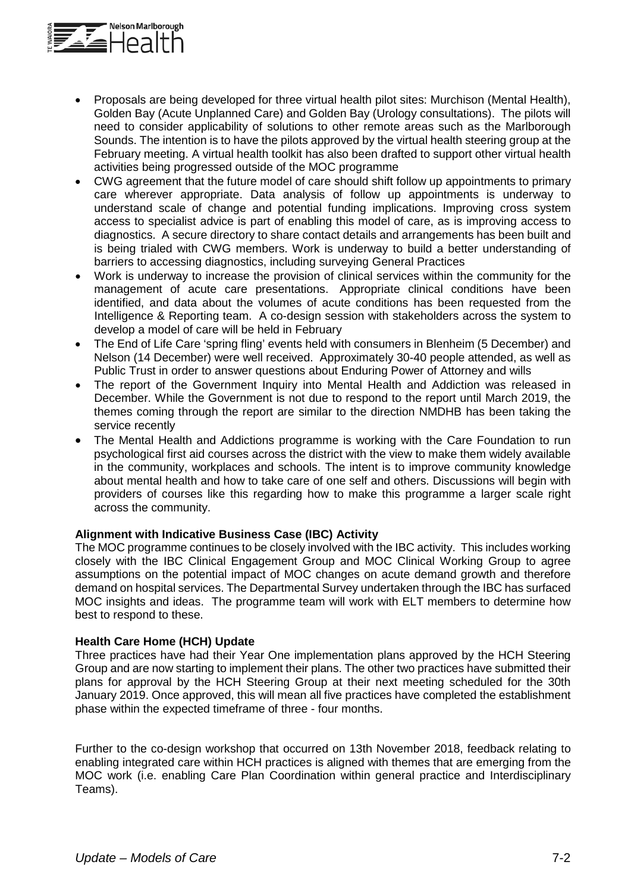- Proposals are being developed for three virtual health pilot sites: Murchison (Mental Health), Golden Bay (Acute Unplanned Care) and Golden Bay (Urology consultations). The pilots will need to consider applicability of solutions to other remote areas such as the Marlborough Sounds. The intention is to have the pilots approved by the virtual health steering group at the February meeting. A virtual health toolkit has also been drafted to support other virtual health activities being progressed outside of the MOC programme
- CWG agreement that the future model of care should shift follow up appointments to primary care wherever appropriate. Data analysis of follow up appointments is underway to understand scale of change and potential funding implications. Improving cross system access to specialist advice is part of enabling this model of care, as is improving access to diagnostics. A secure directory to share contact details and arrangements has been built and is being trialed with CWG members. Work is underway to build a better understanding of barriers to accessing diagnostics, including surveying General Practices
- Work is underway to increase the provision of clinical services within the community for the management of acute care presentations. Appropriate clinical conditions have been identified, and data about the volumes of acute conditions has been requested from the Intelligence & Reporting team. A co-design session with stakeholders across the system to develop a model of care will be held in February
- The End of Life Care 'spring fling' events held with consumers in Blenheim (5 December) and Nelson (14 December) were well received. Approximately 30-40 people attended, as well as Public Trust in order to answer questions about Enduring Power of Attorney and wills
- The report of the Government Inquiry into Mental Health and Addiction was released in December. While the Government is not due to respond to the report until March 2019, the themes coming through the report are similar to the direction NMDHB has been taking the service recently
- The Mental Health and Addictions programme is working with the Care Foundation to run psychological first aid courses across the district with the view to make them widely available in the community, workplaces and schools. The intent is to improve community knowledge about mental health and how to take care of one self and others. Discussions will begin with providers of courses like this regarding how to make this programme a larger scale right across the community.

**Alignment with Indicative Business Case (IBC) Activity**

The MOC programme continues to be closely involved with the IBC activity. This includes working closely with the IBC Clinical Engagement Group and MOC Clinical Working Group to agree assumptions on the potential impact of MOC changes on acute demand growth and therefore demand on hospital services. The Departmental Survey undertaken through the IBC has surfaced MOC insights and ideas. The programme team will work with ELT members to determine how best to respond to these.

**Health Care Home (HCH) Update**

Three practices have had their Year One implementation plans approved by the HCH Steering Group and are now starting to implement their plans. The other two practices have submitted their plans for approval by the HCH Steering Group at their next meeting scheduled for the 30th January 2019. Once approved, this will mean all five practices have completed the establishment phase within the expected timeframe of three - four months.

Further to the co-design workshop that occurred on 13th November 2018, feedback relating to enabling integrated care within HCH practices is aligned with themes that are emerging from the MOC work (i.e. enabling Care Plan Coordination within general practice and Interdisciplinary Teams).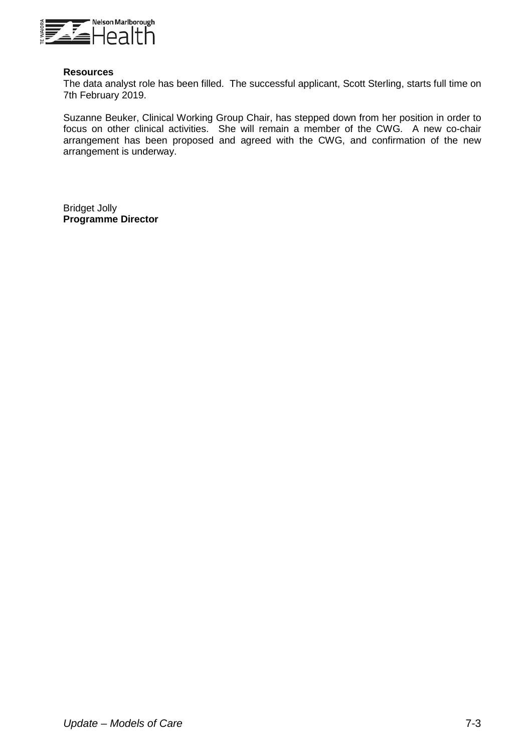**Resources**

The data analyst role has been filled. The successful applicant, Scott Sterling, starts full time on 7th February 2019.

Suzanne Beuker, Clinical Working Group Chair, has stepped down from her position in order to focus on other clinical activities. She will remain a member of the CWG. A new co-chair arrangement has been proposed and agreed with the CWG, and confirmation of the new arrangement is underway.

Bridget Jolly
**Programme Director**